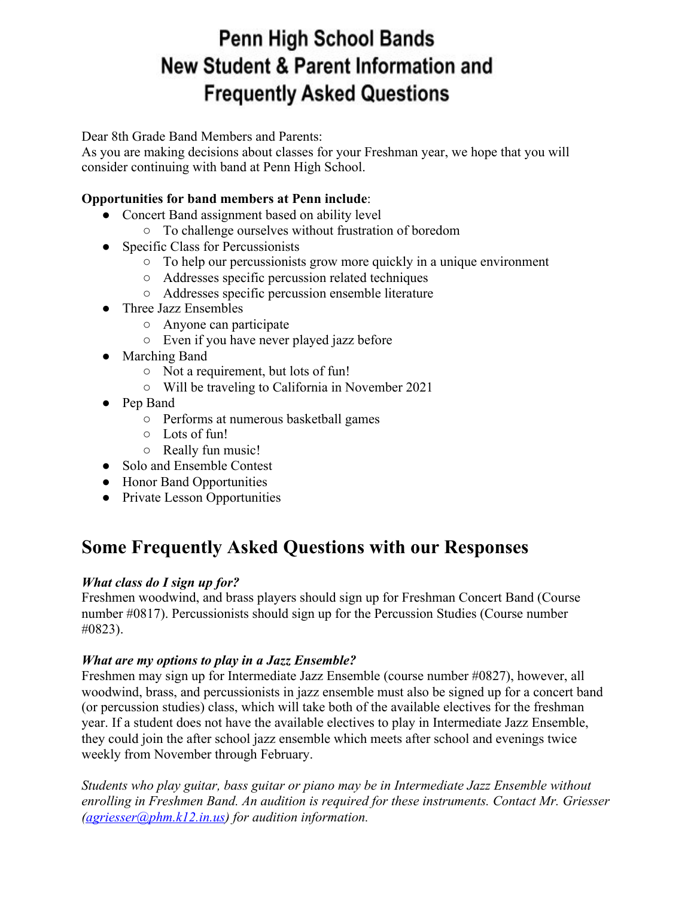# Penn High School Bands
# New Student & Parent Information and Frequently Asked Questions

Dear 8th Grade Band Members and Parents:
As you are making decisions about classes for your Freshman year, we hope that you will consider continuing with band at Penn High School.

**Opportunities for band members at Penn include**:

- Concert Band assignment based on ability level
  - To challenge ourselves without frustration of boredom
- Specific Class for Percussionists
  - To help our percussionists grow more quickly in a unique environment
  - Addresses specific percussion related techniques
  - Addresses specific percussion ensemble literature
- Three Jazz Ensembles
  - Anyone can participate
  - Even if you have never played jazz before
- Marching Band
  - Not a requirement, but lots of fun!
  - Will be traveling to California in November 2021
- Pep Band
  - Performs at numerous basketball games
  - Lots of fun!
  - Really fun music!
- Solo and Ensemble Contest
- Honor Band Opportunities
- Private Lesson Opportunities

## Some Frequently Asked Questions with our Responses

***What class do I sign up for?***
Freshmen woodwind, and brass players should sign up for Freshman Concert Band (Course number #0817). Percussionists should sign up for the Percussion Studies (Course number #0823).

***What are my options to play in a Jazz Ensemble?***
Freshmen may sign up for Intermediate Jazz Ensemble (course number #0827), however, all woodwind, brass, and percussionists in jazz ensemble must also be signed up for a concert band (or percussion studies) class, which will take both of the available electives for the freshman year. If a student does not have the available electives to play in Intermediate Jazz Ensemble, they could join the after school jazz ensemble which meets after school and evenings twice weekly from November through February.

*Students who play guitar, bass guitar or piano may be in Intermediate Jazz Ensemble without enrolling in Freshmen Band. An audition is required for these instruments. Contact Mr. Griesser ([agriesser@phm.k12.in.us](mailto:agriesser@phm.k12.in.us)) for audition information.*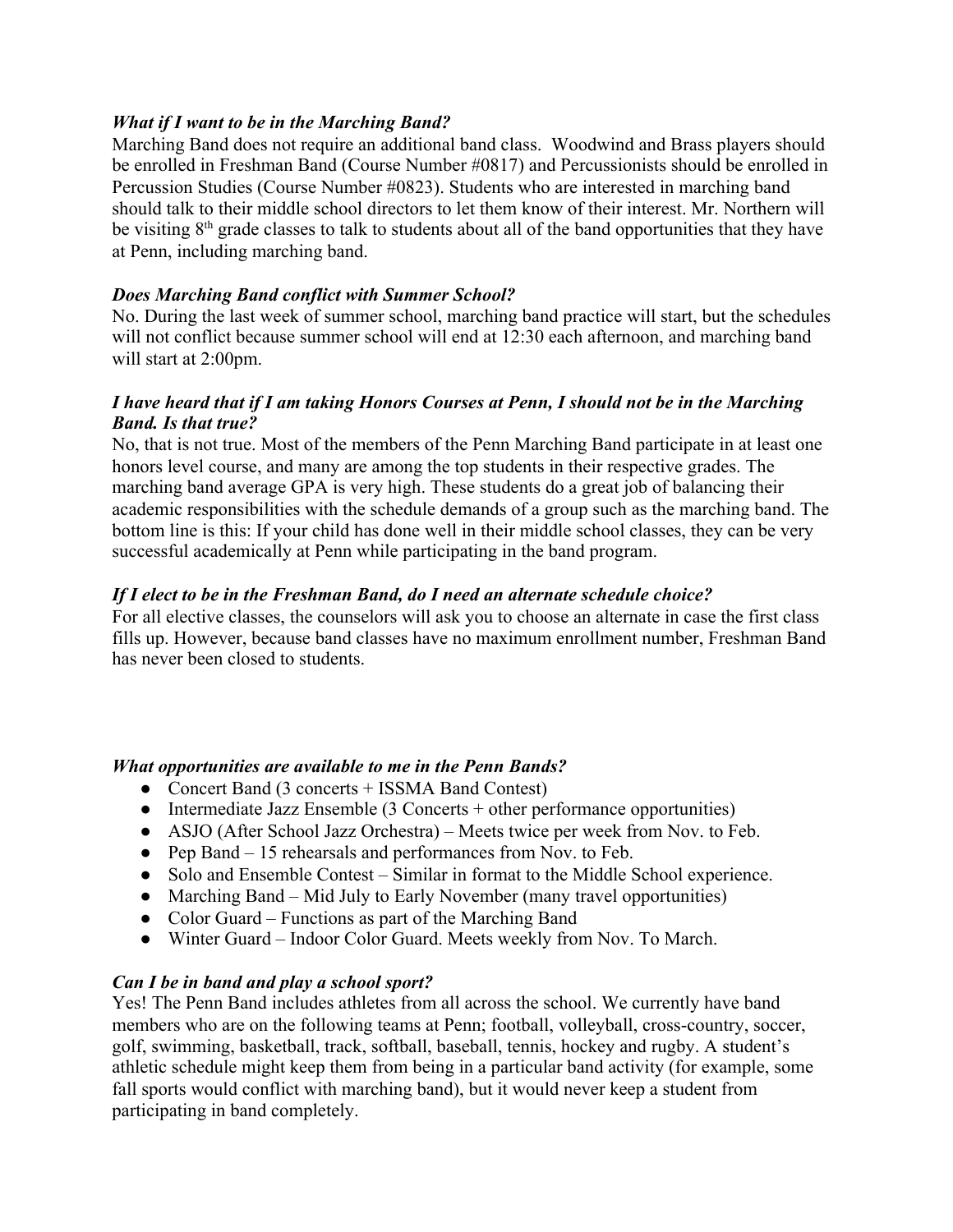***What if I want to be in the Marching Band?***

Marching Band does not require an additional band class. Woodwind and Brass players should be enrolled in Freshman Band (Course Number #0817) and Percussionists should be enrolled in Percussion Studies (Course Number #0823). Students who are interested in marching band should talk to their middle school directors to let them know of their interest. Mr. Northern will be visiting 8th grade classes to talk to students about all of the band opportunities that they have at Penn, including marching band.

***Does Marching Band conflict with Summer School?***

No. During the last week of summer school, marching band practice will start, but the schedules will not conflict because summer school will end at 12:30 each afternoon, and marching band will start at 2:00pm.

***I have heard that if I am taking Honors Courses at Penn, I should not be in the Marching Band. Is that true?***

No, that is not true. Most of the members of the Penn Marching Band participate in at least one honors level course, and many are among the top students in their respective grades. The marching band average GPA is very high. These students do a great job of balancing their academic responsibilities with the schedule demands of a group such as the marching band. The bottom line is this: If your child has done well in their middle school classes, they can be very successful academically at Penn while participating in the band program.

***If I elect to be in the Freshman Band, do I need an alternate schedule choice?***

For all elective classes, the counselors will ask you to choose an alternate in case the first class fills up. However, because band classes have no maximum enrollment number, Freshman Band has never been closed to students.

***What opportunities are available to me in the Penn Bands?***

- Concert Band (3 concerts + ISSMA Band Contest)
- Intermediate Jazz Ensemble (3 Concerts + other performance opportunities)
- ASJO (After School Jazz Orchestra) – Meets twice per week from Nov. to Feb.
- Pep Band – 15 rehearsals and performances from Nov. to Feb.
- Solo and Ensemble Contest – Similar in format to the Middle School experience.
- Marching Band – Mid July to Early November (many travel opportunities)
- Color Guard – Functions as part of the Marching Band
- Winter Guard – Indoor Color Guard. Meets weekly from Nov. To March.

***Can I be in band and play a school sport?***

Yes! The Penn Band includes athletes from all across the school. We currently have band members who are on the following teams at Penn; football, volleyball, cross-country, soccer, golf, swimming, basketball, track, softball, baseball, tennis, hockey and rugby. A student's athletic schedule might keep them from being in a particular band activity (for example, some fall sports would conflict with marching band), but it would never keep a student from participating in band completely.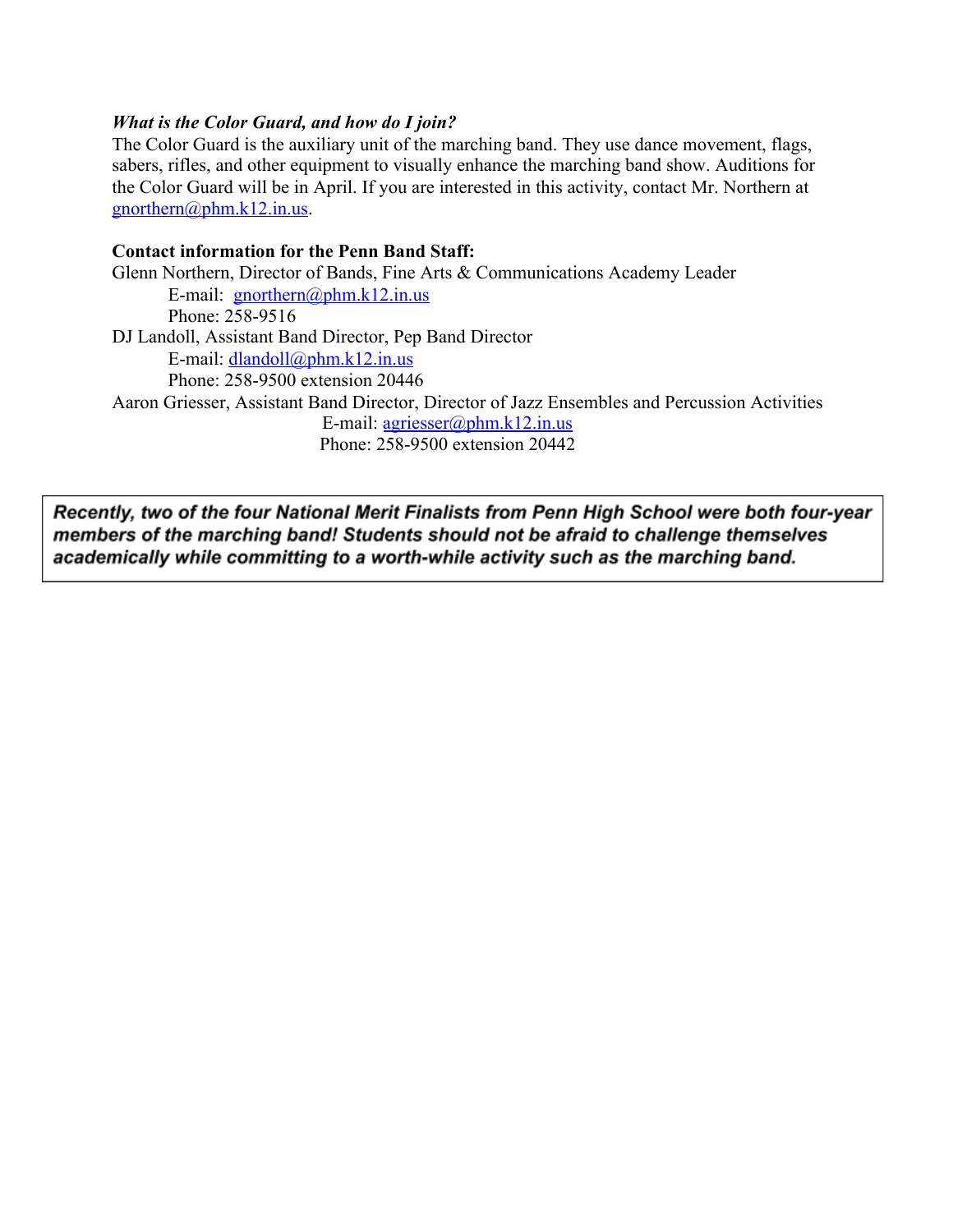***What is the Color Guard, and how do I join?***

The Color Guard is the auxiliary unit of the marching band. They use dance movement, flags, sabers, rifles, and other equipment to visually enhance the marching band show. Auditions for the Color Guard will be in April. If you are interested in this activity, contact Mr. Northern at gnorthern@phm.k12.in.us.

**Contact information for the Penn Band Staff:**

Glenn Northern, Director of Bands, Fine Arts & Communications Academy Leader
- E-mail: gnorthern@phm.k12.in.us
- Phone: 258-9516

DJ Landoll, Assistant Band Director, Pep Band Director
- E-mail: dlandoll@phm.k12.in.us
- Phone: 258-9500 extension 20446

Aaron Griesser, Assistant Band Director, Director of Jazz Ensembles and Percussion Activities
- E-mail: agriesser@phm.k12.in.us
- Phone: 258-9500 extension 20442

> ***Recently, two of the four National Merit Finalists from Penn High School were both four-year members of the marching band! Students should not be afraid to challenge themselves academically while committing to a worth-while activity such as the marching band.***